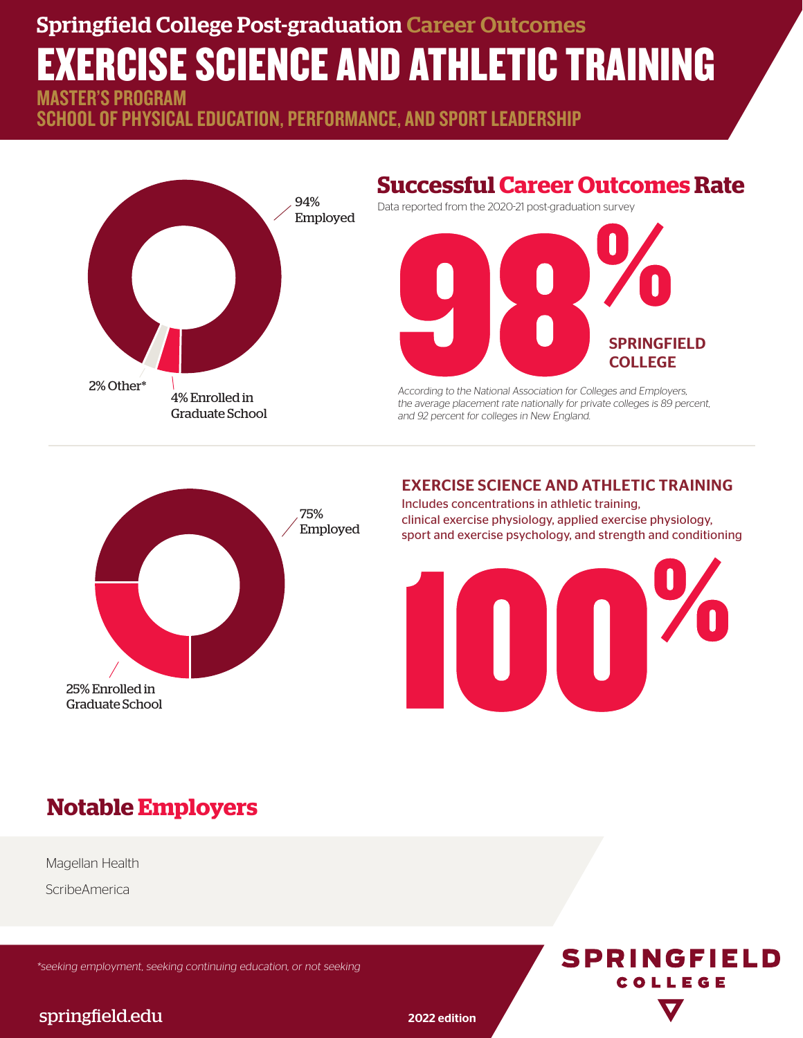Springfield College Post-graduation Career Outcomes

# EXERCISE SCIENCE AND ATHLETIC TRAINING

## MASTER'S PROGRAM
## SCHOOL OF PHYSICAL EDUCATION, PERFORMANCE, AND SPORT LEADERSHIP

94% Employed

2% Other*

4% Enrolled in Graduate School

## Successful Career Outcomes Rate

Data reported from the 2020-21 post-graduation survey

**98%** SPRINGFIELD COLLEGE

*According to the National Association for Colleges and Employers, the average placement rate nationally for private colleges is 89 percent, and 92 percent for colleges in New England.*

75% Employed

25% Enrolled in Graduate School

### EXERCISE SCIENCE AND ATHLETIC TRAINING

Includes concentrations in athletic training, clinical exercise physiology, applied exercise physiology, sport and exercise psychology, and strength and conditioning

**100%**

## Notable Employers

Magellan Health

ScribeAmerica

*\*seeking employment, seeking continuing education, or not seeking*

springfield.edu

2022 edition

SPRINGFIELD COLLEGE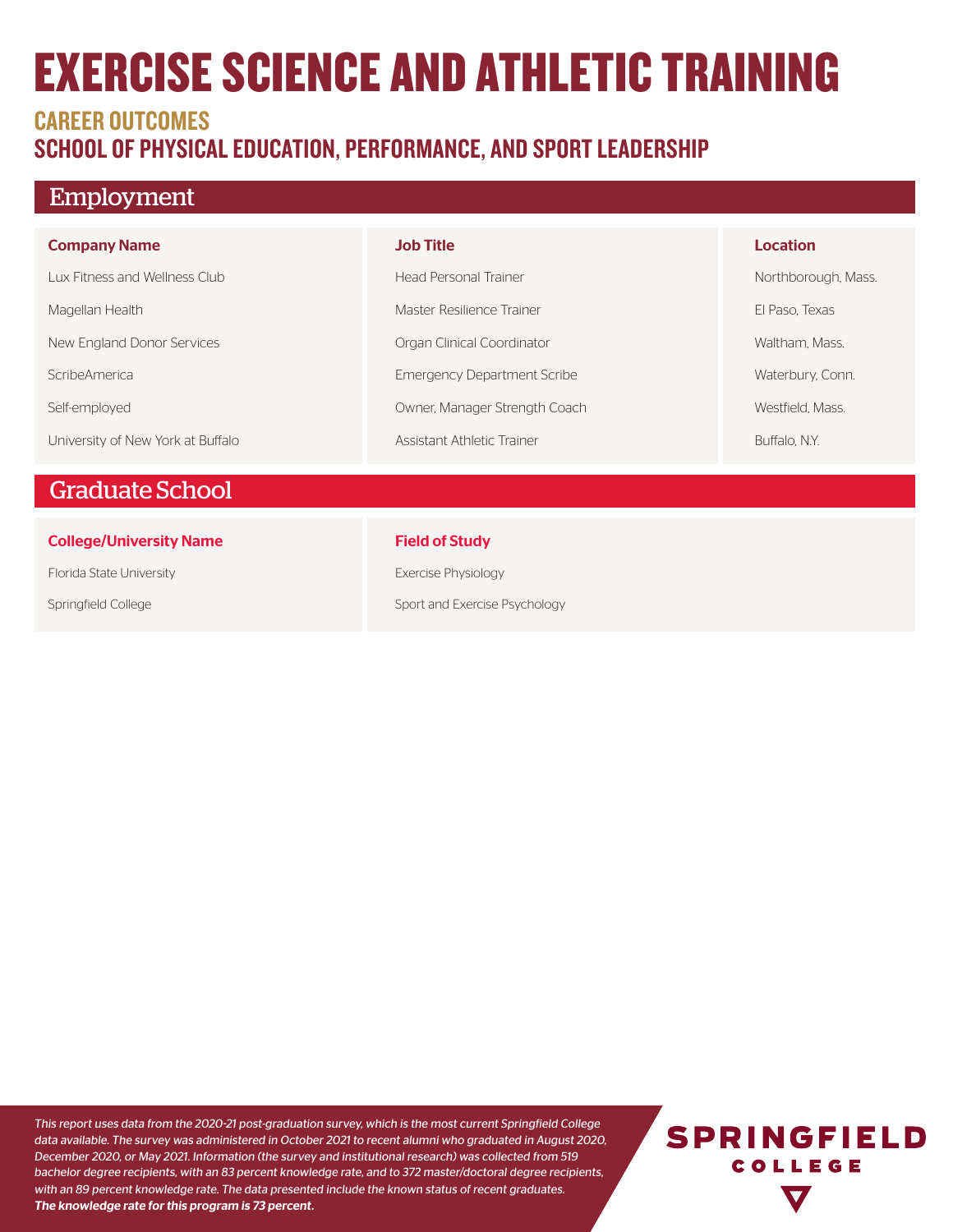# EXERCISE SCIENCE AND ATHLETIC TRAINING

## CAREER OUTCOMES

## SCHOOL OF PHYSICAL EDUCATION, PERFORMANCE, AND SPORT LEADERSHIP

### Employment

| Company Name | Job Title | Location |
|---|---|---|
| Lux Fitness and Wellness Club | Head Personal Trainer | Northborough, Mass. |
| Magellan Health | Master Resilience Trainer | El Paso, Texas |
| New England Donor Services | Organ Clinical Coordinator | Waltham, Mass. |
| ScribeAmerica | Emergency Department Scribe | Waterbury, Conn. |
| Self-employed | Owner, Manager Strength Coach | Westfield, Mass. |
| University of New York at Buffalo | Assistant Athletic Trainer | Buffalo, N.Y. |

### Graduate School

| College/University Name | Field of Study |
|---|---|
| Florida State University | Exercise Physiology |
| Springfield College | Sport and Exercise Psychology |

*This report uses data from the 2020-21 post-graduation survey, which is the most current Springfield College data available. The survey was administered in October 2021 to recent alumni who graduated in August 2020, December 2020, or May 2021. Information (the survey and institutional research) was collected from 519 bachelor degree recipients, with an 83 percent knowledge rate, and to 372 master/doctoral degree recipients, with an 89 percent knowledge rate. The data presented include the known status of recent graduates.*
***The knowledge rate for this program is 73 percent.***

SPRINGFIELD COLLEGE